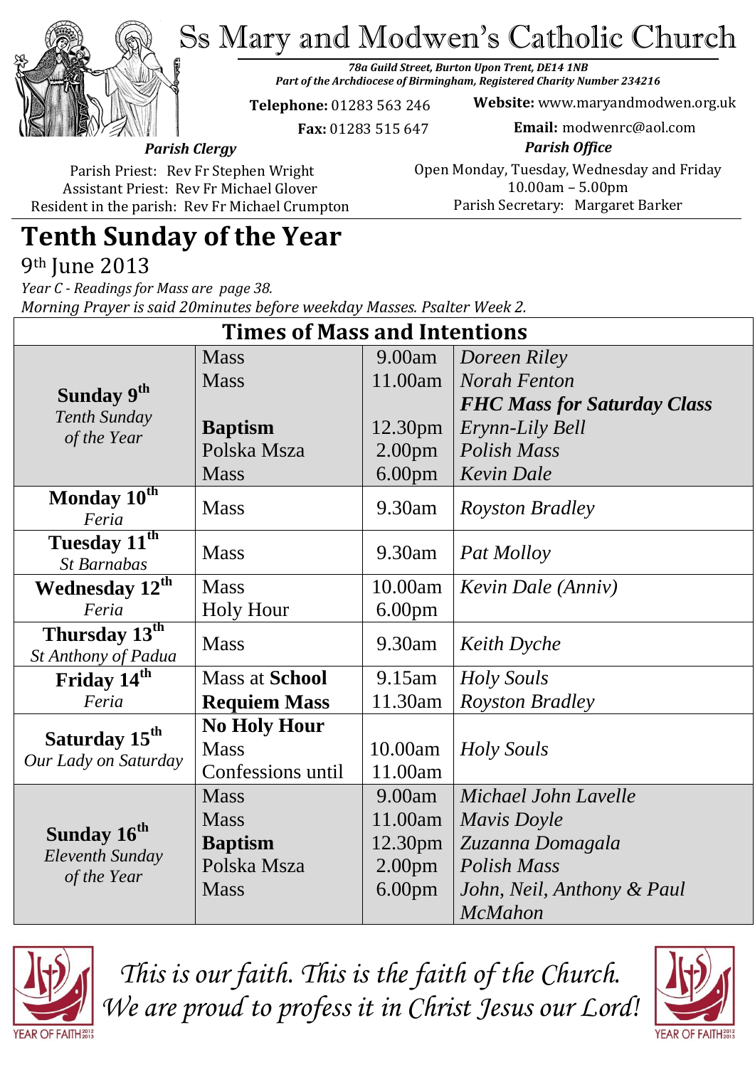# Ss Mary and Modwen's Catholic Church

*78a Guild Street, Burton Upon Trent, DE14 1NB*
*Part of the Archdiocese of Birmingham, Registered Charity Number 234216*

**Telephone:** 01283 563 246
**Fax:** 01283 515 647

**Website:** www.maryandmodwen.org.uk
**Email:** modwenrc@aol.com

***Parish Clergy***

Parish Priest: Rev Fr Stephen Wright
Assistant Priest: Rev Fr Michael Glover
Resident in the parish: Rev Fr Michael Crumpton

***Parish Office***

Open Monday, Tuesday, Wednesday and Friday
10.00am – 5.00pm
Parish Secretary: Margaret Barker

# Tenth Sunday of the Year

9th June 2013

*Year C - Readings for Mass are page 38.*
*Morning Prayer is said 20minutes before weekday Masses. Psalter Week 2.*

## Times of Mass and Intentions

| Day | Service | Time | Intention |
|---|---|---|---|
| **Sunday 9th** *Tenth Sunday of the Year* | Mass | 9.00am | *Doreen Riley* |
| | Mass | 11.00am | *Norah Fenton* |
| | | | ***FHC Mass for Saturday Class*** |
| | **Baptism** | 12.30pm | *Erynn-Lily Bell* |
| | Polska Msza | 2.00pm | *Polish Mass* |
| | Mass | 6.00pm | *Kevin Dale* |
| **Monday 10th** *Feria* | Mass | 9.30am | *Royston Bradley* |
| **Tuesday 11th** *St Barnabas* | Mass | 9.30am | *Pat Molloy* |
| **Wednesday 12th** *Feria* | Mass | 10.00am | *Kevin Dale (Anniv)* |
| | Holy Hour | 6.00pm | |
| **Thursday 13th** *St Anthony of Padua* | Mass | 9.30am | *Keith Dyche* |
| **Friday 14th** *Feria* | Mass at **School** | 9.15am | *Holy Souls* |
| | **Requiem Mass** | 11.30am | *Royston Bradley* |
| **Saturday 15th** *Our Lady on Saturday* | **No Holy Hour** | | |
| | Mass | 10.00am | *Holy Souls* |
| | Confessions until | 11.00am | |
| **Sunday 16th** *Eleventh Sunday of the Year* | Mass | 9.00am | *Michael John Lavelle* |
| | Mass | 11.00am | *Mavis Doyle* |
| | **Baptism** | 12.30pm | *Zuzanna Domagala* |
| | Polska Msza | 2.00pm | *Polish Mass* |
| | Mass | 6.00pm | *John, Neil, Anthony & Paul McMahon* |

*This is our faith. This is the faith of the Church. We are proud to profess it in Christ Jesus our Lord!*

YEAR OF FAITH 2012 2013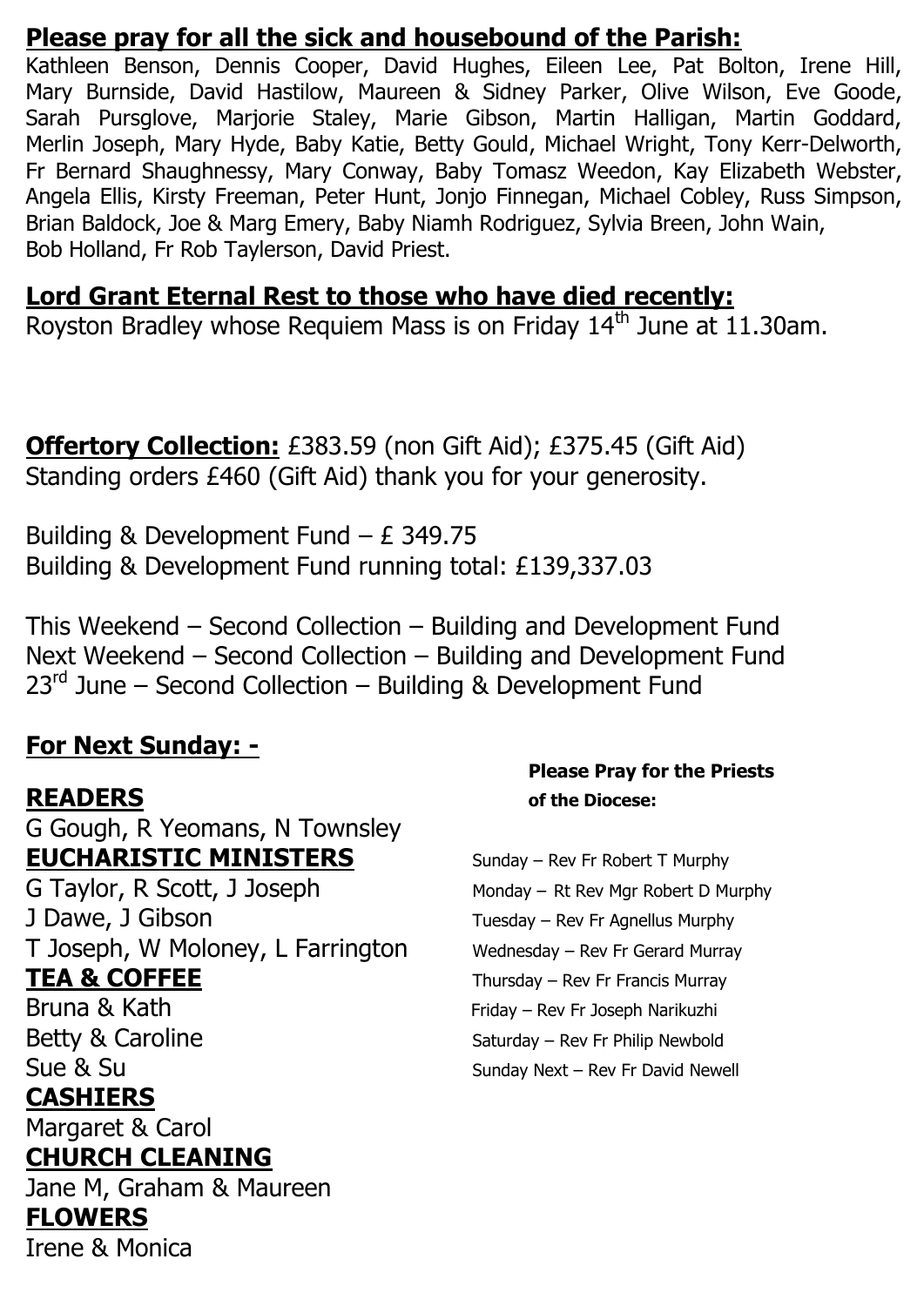**Please pray for all the sick and housebound of the Parish:**

Kathleen Benson, Dennis Cooper, David Hughes, Eileen Lee, Pat Bolton, Irene Hill, Mary Burnside, David Hastilow, Maureen & Sidney Parker, Olive Wilson, Eve Goode, Sarah Pursglove, Marjorie Staley, Marie Gibson, Martin Halligan, Martin Goddard, Merlin Joseph, Mary Hyde, Baby Katie, Betty Gould, Michael Wright, Tony Kerr-Delworth, Fr Bernard Shaughnessy, Mary Conway, Baby Tomasz Weedon, Kay Elizabeth Webster, Angela Ellis, Kirsty Freeman, Peter Hunt, Jonjo Finnegan, Michael Cobley, Russ Simpson, Brian Baldock, Joe & Marg Emery, Baby Niamh Rodriguez, Sylvia Breen, John Wain, Bob Holland, Fr Rob Taylerson, David Priest.

**Lord Grant Eternal Rest to those who have died recently:**

Royston Bradley whose Requiem Mass is on Friday 14th June at 11.30am.

**Offertory Collection:** £383.59 (non Gift Aid); £375.45 (Gift Aid)
Standing orders £460 (Gift Aid) thank you for your generosity.

Building & Development Fund – £ 349.75
Building & Development Fund running total: £139,337.03

This Weekend – Second Collection – Building and Development Fund
Next Weekend – Second Collection – Building and Development Fund
23rd June – Second Collection – Building & Development Fund

**For Next Sunday: -**

**READERS**
G Gough, R Yeomans, N Townsley

**EUCHARISTIC MINISTERS**
G Taylor, R Scott, J Joseph
J Dawe, J Gibson
T Joseph, W Moloney, L Farrington

**TEA & COFFEE**
Bruna & Kath
Betty & Caroline
Sue & Su

**CASHIERS**
Margaret & Carol

**CHURCH CLEANING**
Jane M, Graham & Maureen

**FLOWERS**
Irene & Monica

**Please Pray for the Priests of the Diocese:**

Sunday – Rev Fr Robert T Murphy
Monday – Rt Rev Mgr Robert D Murphy
Tuesday – Rev Fr Agnellus Murphy
Wednesday – Rev Fr Gerard Murray
Thursday – Rev Fr Francis Murray
Friday – Rev Fr Joseph Narikuzhi
Saturday – Rev Fr Philip Newbold
Sunday Next – Rev Fr David Newell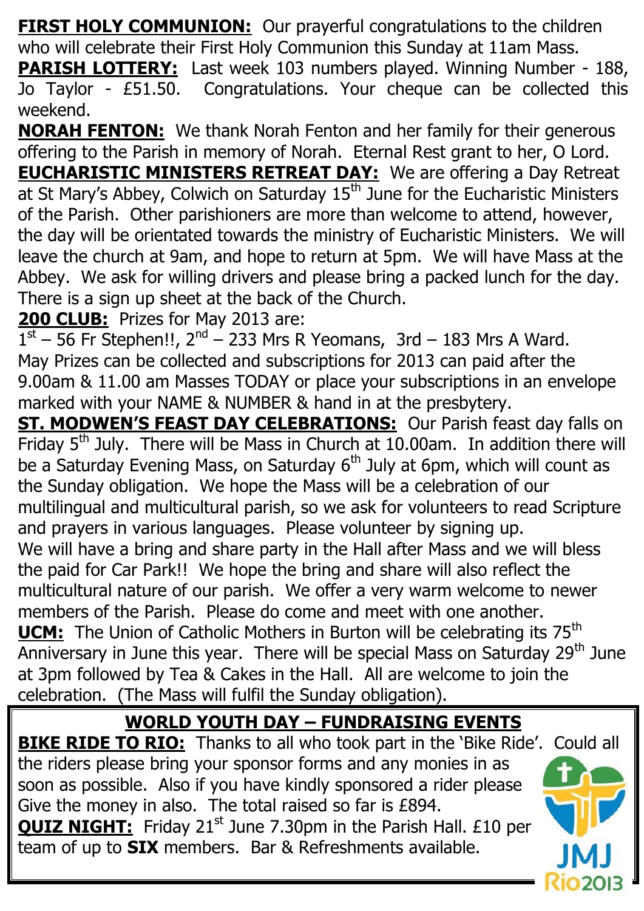**FIRST HOLY COMMUNION:** Our prayerful congratulations to the children who will celebrate their First Holy Communion this Sunday at 11am Mass.

**PARISH LOTTERY:** Last week 103 numbers played. Winning Number - 188, Jo Taylor - £51.50. Congratulations. Your cheque can be collected this weekend.

**NORAH FENTON:** We thank Norah Fenton and her family for their generous offering to the Parish in memory of Norah. Eternal Rest grant to her, O Lord.

**EUCHARISTIC MINISTERS RETREAT DAY:** We are offering a Day Retreat at St Mary's Abbey, Colwich on Saturday 15th June for the Eucharistic Ministers of the Parish. Other parishioners are more than welcome to attend, however, the day will be orientated towards the ministry of Eucharistic Ministers. We will leave the church at 9am, and hope to return at 5pm. We will have Mass at the Abbey. We ask for willing drivers and please bring a packed lunch for the day. There is a sign up sheet at the back of the Church.

**200 CLUB:** Prizes for May 2013 are:

1st – 56 Fr Stephen!!, 2nd – 233 Mrs R Yeomans, 3rd – 183 Mrs A Ward.

May Prizes can be collected and subscriptions for 2013 can paid after the 9.00am & 11.00 am Masses TODAY or place your subscriptions in an envelope marked with your NAME & NUMBER & hand in at the presbytery.

**ST. MODWEN'S FEAST DAY CELEBRATIONS:** Our Parish feast day falls on Friday 5th July. There will be Mass in Church at 10.00am. In addition there will be a Saturday Evening Mass, on Saturday 6th July at 6pm, which will count as the Sunday obligation. We hope the Mass will be a celebration of our multilingual and multicultural parish, so we ask for volunteers to read Scripture and prayers in various languages. Please volunteer by signing up.

We will have a bring and share party in the Hall after Mass and we will bless the paid for Car Park!! We hope the bring and share will also reflect the multicultural nature of our parish. We offer a very warm welcome to newer members of the Parish. Please do come and meet with one another.

**UCM:** The Union of Catholic Mothers in Burton will be celebrating its 75th Anniversary in June this year. There will be special Mass on Saturday 29th June at 3pm followed by Tea & Cakes in the Hall. All are welcome to join the celebration. (The Mass will fulfil the Sunday obligation).

## WORLD YOUTH DAY – FUNDRAISING EVENTS

**BIKE RIDE TO RIO:** Thanks to all who took part in the 'Bike Ride'. Could all the riders please bring your sponsor forms and any monies in as soon as possible. Also if you have kindly sponsored a rider please Give the money in also. The total raised so far is £894.

**QUIZ NIGHT:** Friday 21st June 7.30pm in the Parish Hall. £10 per team of up to **SIX** members. Bar & Refreshments available.

JMJ Rio2013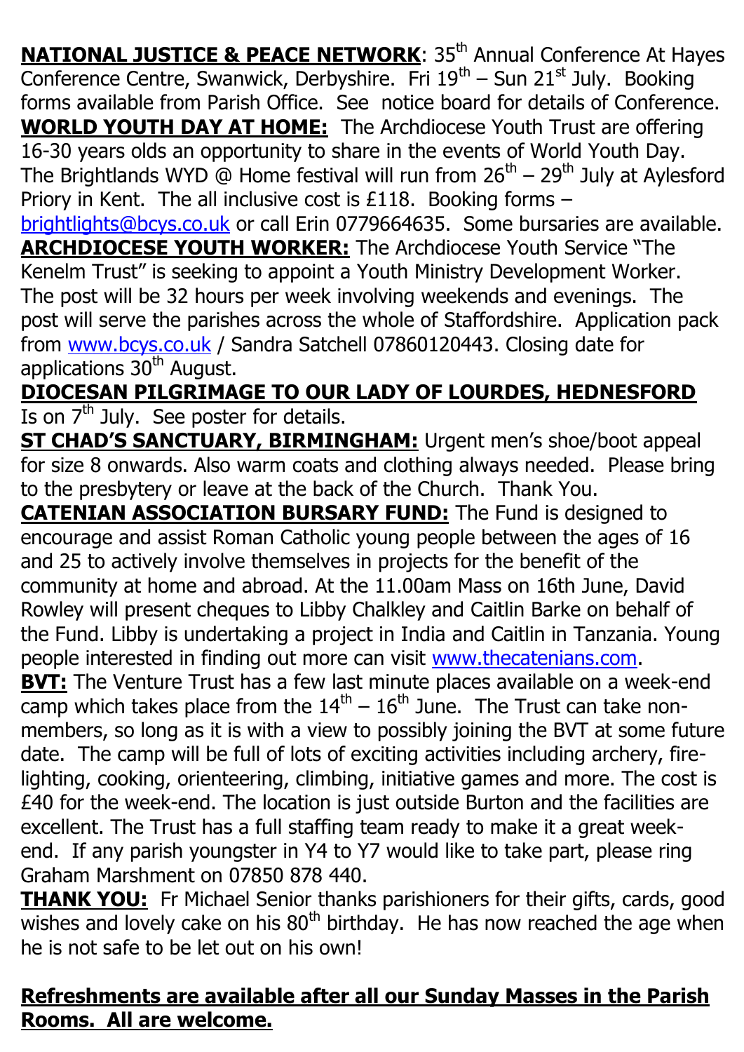**NATIONAL JUSTICE & PEACE NETWORK**: 35th Annual Conference At Hayes Conference Centre, Swanwick, Derbyshire. Fri 19th – Sun 21st July. Booking forms available from Parish Office. See notice board for details of Conference.

**WORLD YOUTH DAY AT HOME:** The Archdiocese Youth Trust are offering 16-30 years olds an opportunity to share in the events of World Youth Day. The Brightlands WYD @ Home festival will run from 26th – 29th July at Aylesford Priory in Kent. The all inclusive cost is £118. Booking forms – brightlights@bcys.co.uk or call Erin 0779664635. Some bursaries are available.

**ARCHDIOCESE YOUTH WORKER:** The Archdiocese Youth Service "The Kenelm Trust" is seeking to appoint a Youth Ministry Development Worker. The post will be 32 hours per week involving weekends and evenings. The post will serve the parishes across the whole of Staffordshire. Application pack from www.bcys.co.uk / Sandra Satchell 07860120443. Closing date for applications 30th August.

**DIOCESAN PILGRIMAGE TO OUR LADY OF LOURDES, HEDNESFORD**
Is on 7th July. See poster for details.

**ST CHAD'S SANCTUARY, BIRMINGHAM:** Urgent men's shoe/boot appeal for size 8 onwards. Also warm coats and clothing always needed. Please bring to the presbytery or leave at the back of the Church. Thank You.

**CATENIAN ASSOCIATION BURSARY FUND:** The Fund is designed to encourage and assist Roman Catholic young people between the ages of 16 and 25 to actively involve themselves in projects for the benefit of the community at home and abroad. At the 11.00am Mass on 16th June, David Rowley will present cheques to Libby Chalkley and Caitlin Barke on behalf of the Fund. Libby is undertaking a project in India and Caitlin in Tanzania. Young people interested in finding out more can visit www.thecatenians.com.

**BVT:** The Venture Trust has a few last minute places available on a week-end camp which takes place from the 14th – 16th June. The Trust can take non-members, so long as it is with a view to possibly joining the BVT at some future date. The camp will be full of lots of exciting activities including archery, fire-lighting, cooking, orienteering, climbing, initiative games and more. The cost is £40 for the week-end. The location is just outside Burton and the facilities are excellent. The Trust has a full staffing team ready to make it a great week-end. If any parish youngster in Y4 to Y7 would like to take part, please ring Graham Marshment on 07850 878 440.

**THANK YOU:** Fr Michael Senior thanks parishioners for their gifts, cards, good wishes and lovely cake on his 80th birthday. He has now reached the age when he is not safe to be let out on his own!

**Refreshments are available after all our Sunday Masses in the Parish Rooms. All are welcome.**